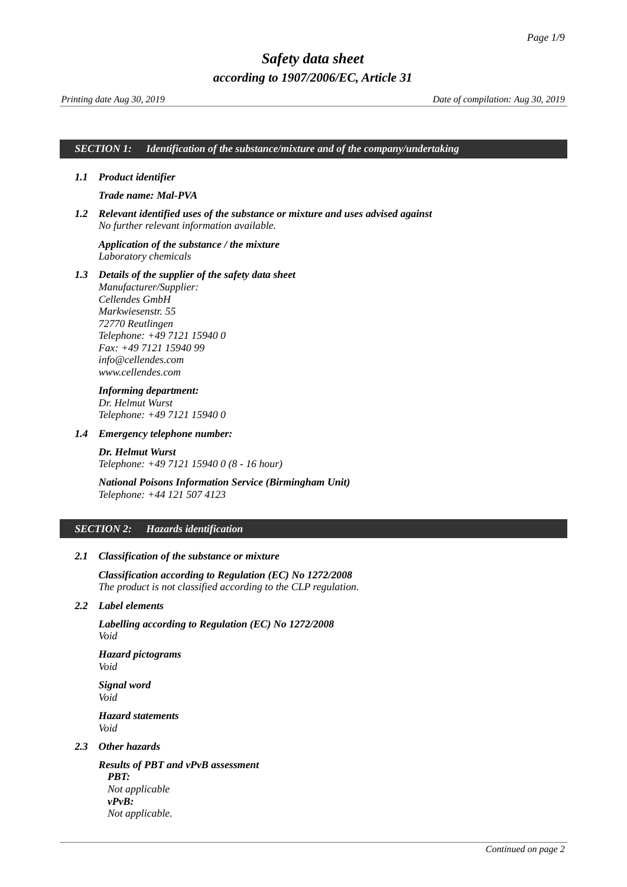# *Safety data sheet*

## *according to 1907/2006/EC, Article 31*

*Printing date Aug 30, 2019* *Date of compilation: Aug 30, 2019*

## *SECTION 1: Identification of the substance/mixture and of the company/undertaking*

### *1.1 Product identifier*

***Trade name: Mal-PVA***

### *1.2 Relevant identified uses of the substance or mixture and uses advised against*

*No further relevant information available.*

***Application of the substance / the mixture***
*Laboratory chemicals*

### *1.3 Details of the supplier of the safety data sheet*

*Manufacturer/Supplier:*
*Cellendes GmbH*
*Markwiesenstr. 55*
*72770 Reutlingen*
*Telephone: +49 7121 15940 0*
*Fax: +49 7121 15940 99*
*info@cellendes.com*
*www.cellendes.com*

***Informing department:***
*Dr. Helmut Wurst*
*Telephone: +49 7121 15940 0*

### *1.4 Emergency telephone number:*

***Dr. Helmut Wurst***
*Telephone: +49 7121 15940 0 (8 - 16 hour)*

***National Poisons Information Service (Birmingham Unit)***
*Telephone: +44 121 507 4123*

## *SECTION 2: Hazards identification*

### *2.1 Classification of the substance or mixture*

***Classification according to Regulation (EC) No 1272/2008***
*The product is not classified according to the CLP regulation.*

### *2.2 Label elements*

***Labelling according to Regulation (EC) No 1272/2008***
*Void*

***Hazard pictograms***
*Void*

***Signal word***
*Void*

***Hazard statements***
*Void*

### *2.3 Other hazards*

***Results of PBT and vPvB assessment***
***PBT:***
*Not applicable*
***vPvB:***
*Not applicable.*

*Continued on page 2*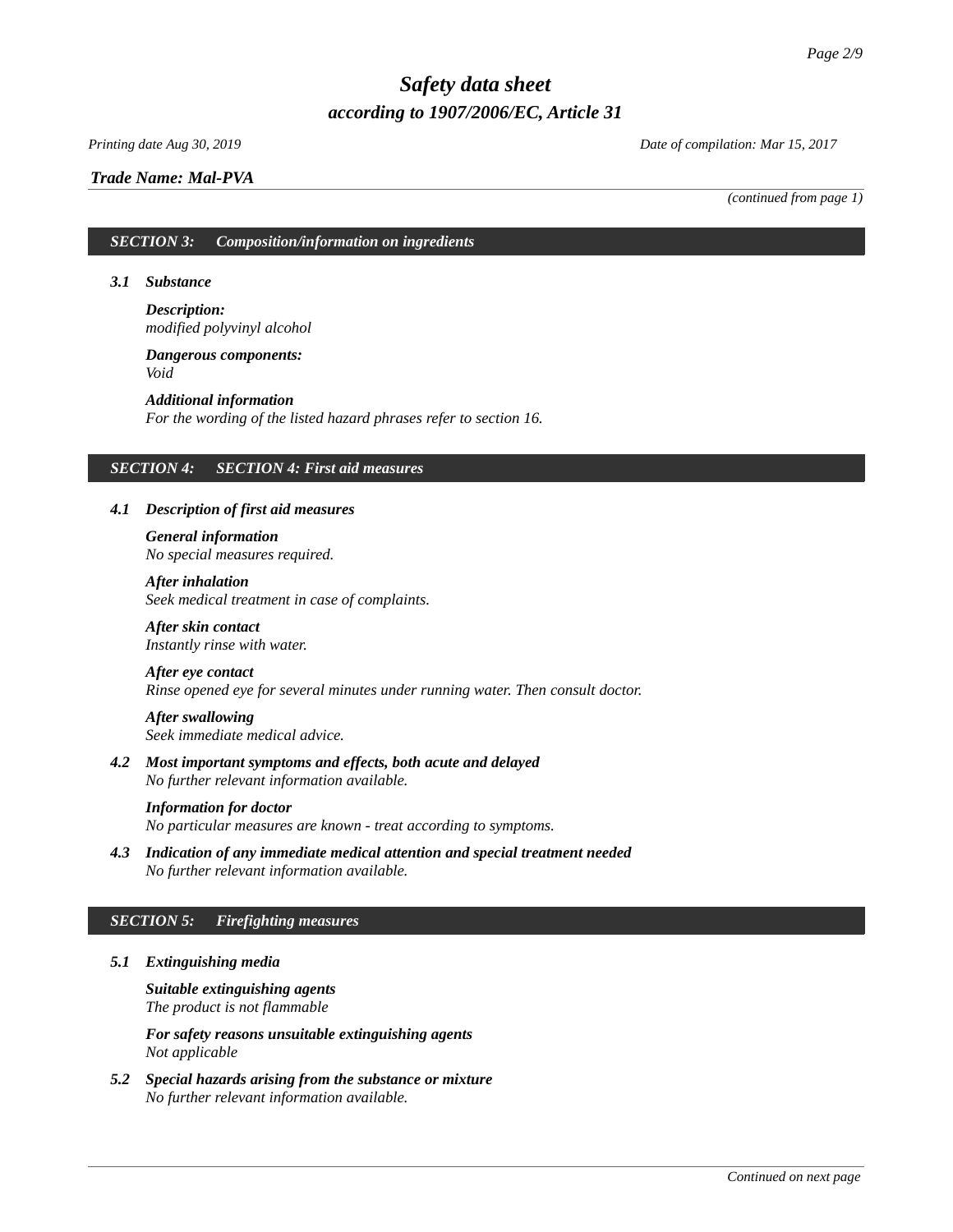*(continued from page 1)*

## *SECTION 3: Composition/information on ingredients*

### *3.1 Substance*

***Description:***
*modified polyvinyl alcohol*

***Dangerous components:***
*Void*

***Additional information***
*For the wording of the listed hazard phrases refer to section 16.*

## *SECTION 4: SECTION 4: First aid measures*

### *4.1 Description of first aid measures*

***General information***
*No special measures required.*

***After inhalation***
*Seek medical treatment in case of complaints.*

***After skin contact***
*Instantly rinse with water.*

***After eye contact***
*Rinse opened eye for several minutes under running water. Then consult doctor.*

***After swallowing***
*Seek immediate medical advice.*

### *4.2 Most important symptoms and effects, both acute and delayed*

*No further relevant information available.*

***Information for doctor***
*No particular measures are known - treat according to symptoms.*

### *4.3 Indication of any immediate medical attention and special treatment needed*

*No further relevant information available.*

## *SECTION 5: Firefighting measures*

### *5.1 Extinguishing media*

***Suitable extinguishing agents***
*The product is not flammable*

***For safety reasons unsuitable extinguishing agents***
*Not applicable*

### *5.2 Special hazards arising from the substance or mixture*

*No further relevant information available.*

*Continued on next page*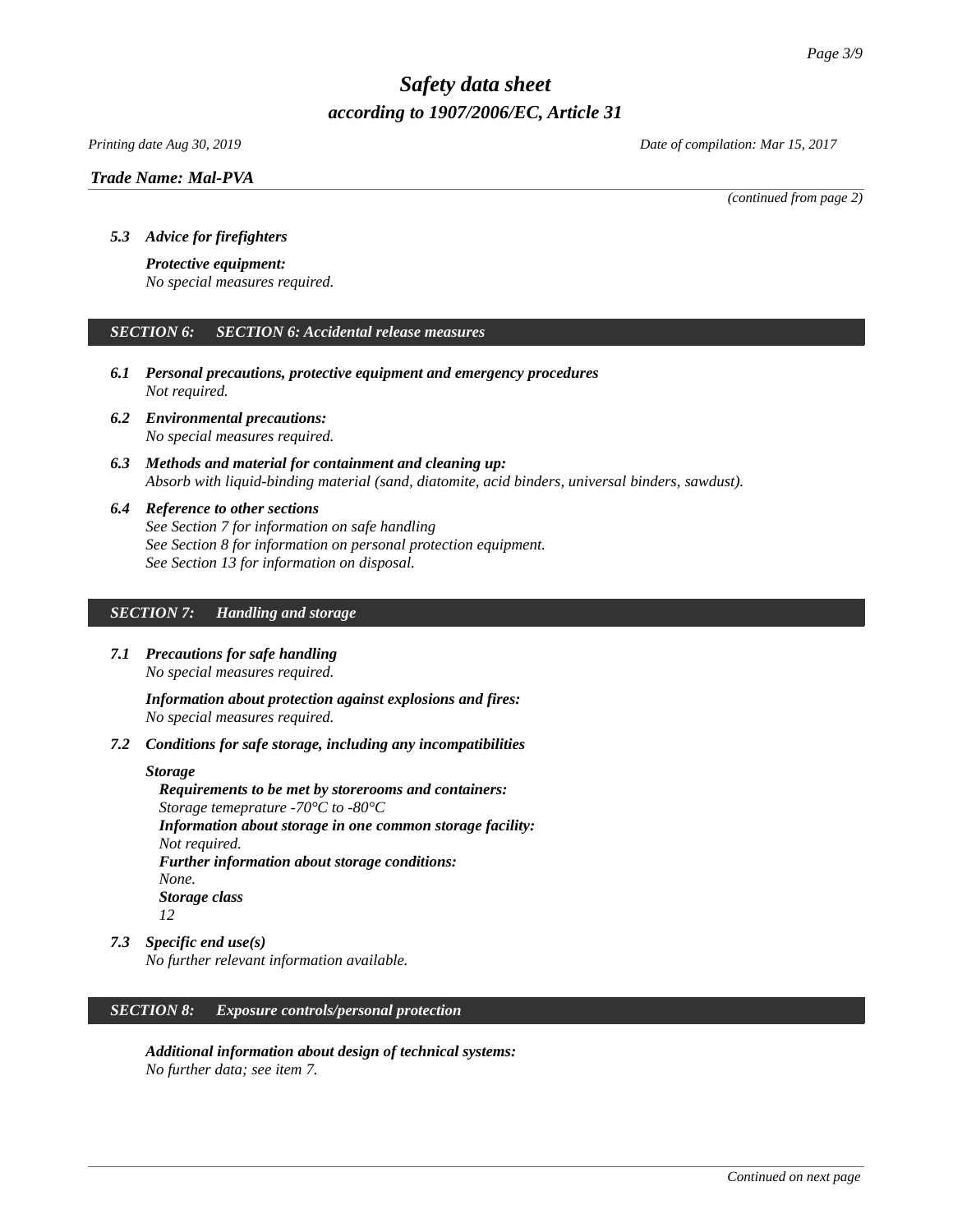*(continued from page 2)*

### 5.3 Advice for firefighters

***Protective equipment:***
*No special measures required.*

## SECTION 6: SECTION 6: Accidental release measures

### 6.1 Personal precautions, protective equipment and emergency procedures

*Not required.*

### 6.2 Environmental precautions:

*No special measures required.*

### 6.3 Methods and material for containment and cleaning up:

*Absorb with liquid-binding material (sand, diatomite, acid binders, universal binders, sawdust).*

### 6.4 Reference to other sections

*See Section 7 for information on safe handling*
*See Section 8 for information on personal protection equipment.*
*See Section 13 for information on disposal.*

## SECTION 7: Handling and storage

### 7.1 Precautions for safe handling

*No special measures required.*

***Information about protection against explosions and fires:***
*No special measures required.*

### 7.2 Conditions for safe storage, including any incompatibilities

***Storage***

***Requirements to be met by storerooms and containers:***
*Storage temeprature -70°C to -80°C*
***Information about storage in one common storage facility:***
*Not required.*
***Further information about storage conditions:***
*None.*
***Storage class***
*12*

### 7.3 Specific end use(s)

*No further relevant information available.*

## SECTION 8: Exposure controls/personal protection

***Additional information about design of technical systems:***
*No further data; see item 7.*

*Continued on next page*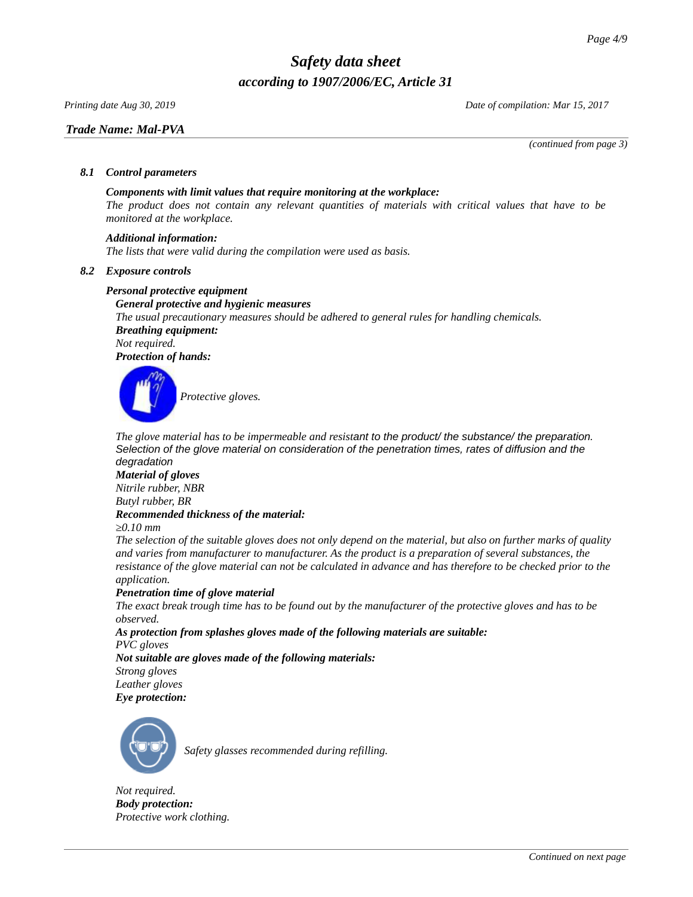*(continued from page 3)*

### *8.1 Control parameters*

***Components with limit values that require monitoring at the workplace:***
*The product does not contain any relevant quantities of materials with critical values that have to be monitored at the workplace.*

***Additional information:***
*The lists that were valid during the compilation were used as basis.*

### *8.2 Exposure controls*

***Personal protective equipment***

***General protective and hygienic measures***
*The usual precautionary measures should be adhered to general rules for handling chemicals.*

***Breathing equipment:***
*Not required.*

***Protection of hands:***

*Protective gloves.*

*The glove material has to be impermeable and resistant to the product/ the substance/ the preparation.*
*Selection of the glove material on consideration of the penetration times, rates of diffusion and the degradation*

***Material of gloves***
*Nitrile rubber, NBR*
*Butyl rubber, BR*

***Recommended thickness of the material:***
*≥0.10 mm*

*The selection of the suitable gloves does not only depend on the material, but also on further marks of quality and varies from manufacturer to manufacturer. As the product is a preparation of several substances, the resistance of the glove material can not be calculated in advance and has therefore to be checked prior to the application.*

***Penetration time of glove material***
*The exact break trough time has to be found out by the manufacturer of the protective gloves and has to be observed.*

***As protection from splashes gloves made of the following materials are suitable:***
*PVC gloves*

***Not suitable are gloves made of the following materials:***
*Strong gloves*
*Leather gloves*

***Eye protection:***

*Safety glasses recommended during refilling.*

*Not required.*

***Body protection:***
*Protective work clothing.*

*Continued on next page*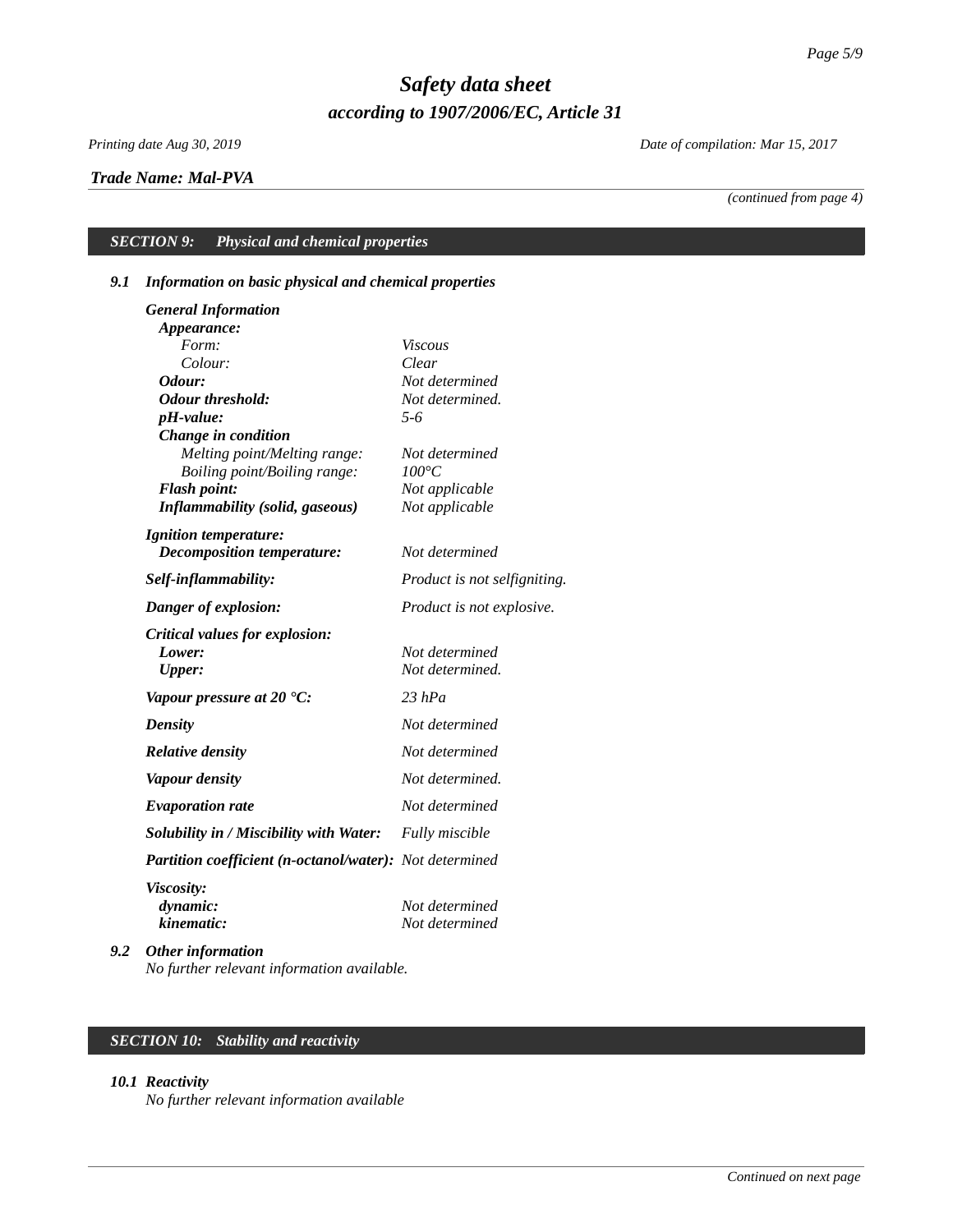*Trade Name: Mal-PVA*

*(continued from page 4)*

## SECTION 9: Physical and chemical properties

### 9.1 Information on basic physical and chemical properties

| | |
|---|---|
| ***General Information*** | |
| ***Appearance:*** | |
| *Form:* | *Viscous* |
| *Colour:* | *Clear* |
| ***Odour:*** | *Not determined* |
| ***Odour threshold:*** | *Not determined.* |
| ***pH-value:*** | *5-6* |
| ***Change in condition*** | |
| *Melting point/Melting range:* | *Not determined* |
| *Boiling point/Boiling range:* | *100°C* |
| ***Flash point:*** | *Not applicable* |
| ***Inflammability (solid, gaseous)*** | *Not applicable* |
| ***Ignition temperature:*** | |
| ***Decomposition temperature:*** | *Not determined* |
| ***Self-inflammability:*** | *Product is not selfigniting.* |
| ***Danger of explosion:*** | *Product is not explosive.* |
| ***Critical values for explosion:*** | |
| ***Lower:*** | *Not determined* |
| ***Upper:*** | *Not determined.* |
| ***Vapour pressure at 20 °C:*** | *23 hPa* |
| ***Density*** | *Not determined* |
| ***Relative density*** | *Not determined* |
| ***Vapour density*** | *Not determined.* |
| ***Evaporation rate*** | *Not determined* |
| ***Solubility in / Miscibility with Water:*** | *Fully miscible* |
| ***Partition coefficient (n-octanol/water):*** | *Not determined* |
| ***Viscosity:*** | |
| ***dynamic:*** | *Not determined* |
| ***kinematic:*** | *Not determined* |

### 9.2 Other information

*No further relevant information available.*

## SECTION 10: Stability and reactivity

### 10.1 Reactivity

*No further relevant information available*

*Continued on next page*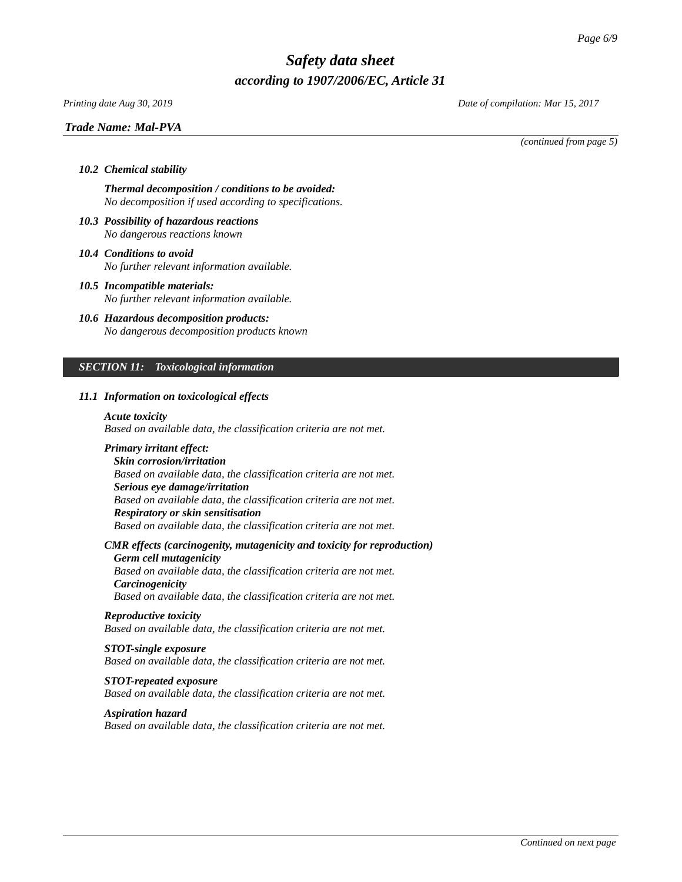*(continued from page 5)*

### *10.2 Chemical stability*

***Thermal decomposition / conditions to be avoided:***
*No decomposition if used according to specifications.*

### *10.3 Possibility of hazardous reactions*
*No dangerous reactions known*

### *10.4 Conditions to avoid*
*No further relevant information available.*

### *10.5 Incompatible materials:*
*No further relevant information available.*

### *10.6 Hazardous decomposition products:*
*No dangerous decomposition products known*

## *SECTION 11: Toxicological information*

### *11.1 Information on toxicological effects*

***Acute toxicity***
*Based on available data, the classification criteria are not met.*

***Primary irritant effect:***

***Skin corrosion/irritation***
*Based on available data, the classification criteria are not met.*

***Serious eye damage/irritation***
*Based on available data, the classification criteria are not met.*

***Respiratory or skin sensitisation***
*Based on available data, the classification criteria are not met.*

***CMR effects (carcinogenity, mutagenicity and toxicity for reproduction)***

***Germ cell mutagenicity***
*Based on available data, the classification criteria are not met.*

***Carcinogenicity***
*Based on available data, the classification criteria are not met.*

***Reproductive toxicity***
*Based on available data, the classification criteria are not met.*

***STOT-single exposure***
*Based on available data, the classification criteria are not met.*

***STOT-repeated exposure***
*Based on available data, the classification criteria are not met.*

***Aspiration hazard***
*Based on available data, the classification criteria are not met.*

*Continued on next page*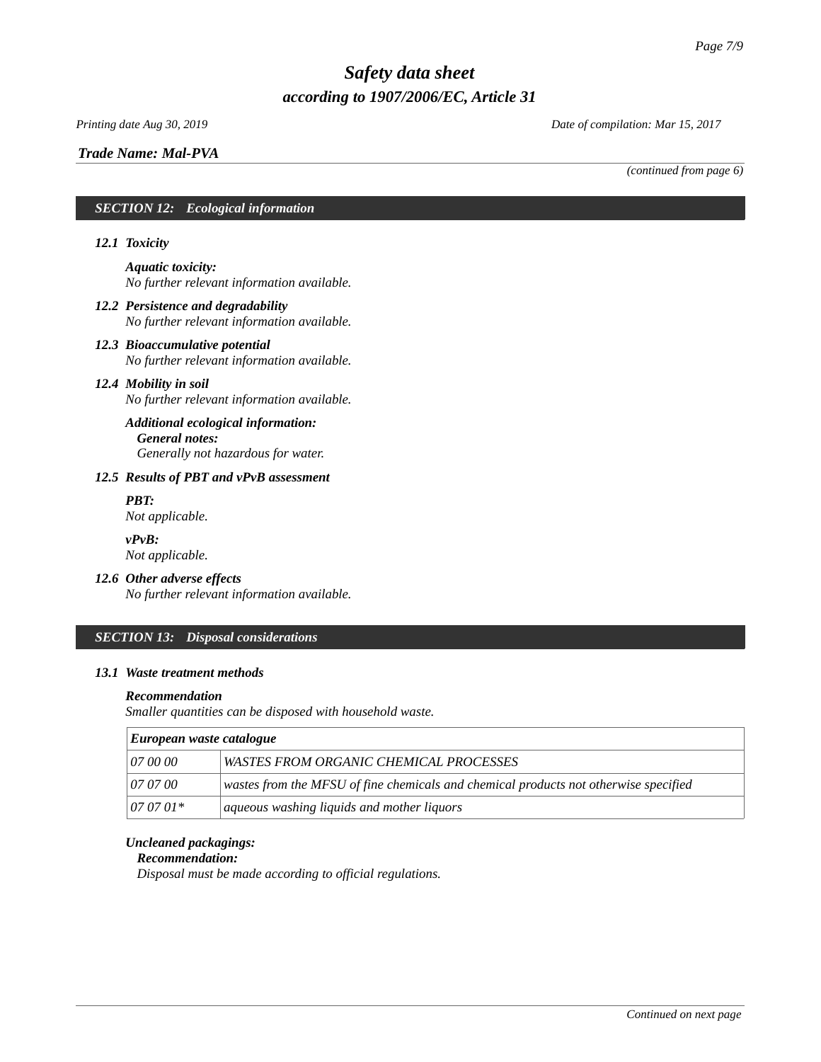# Safety data sheet
## according to 1907/2006/EC, Article 31

*Printing date Aug 30, 2019* *Date of compilation: Mar 15, 2017*

***Trade Name: Mal-PVA***

*(continued from page 6)*

## SECTION 12: Ecological information

### 12.1 Toxicity

***Aquatic toxicity:***
*No further relevant information available.*

### 12.2 Persistence and degradability
*No further relevant information available.*

### 12.3 Bioaccumulative potential
*No further relevant information available.*

### 12.4 Mobility in soil
*No further relevant information available.*

***Additional ecological information:***
***General notes:***
*Generally not hazardous for water.*

### 12.5 Results of PBT and vPvB assessment

***PBT:***
*Not applicable.*

***vPvB:***
*Not applicable.*

### 12.6 Other adverse effects
*No further relevant information available.*

## SECTION 13: Disposal considerations

### 13.1 Waste treatment methods

***Recommendation***
*Smaller quantities can be disposed with household waste.*

| *European waste catalogue* | |
|---|---|
| 07 00 00 | WASTES FROM ORGANIC CHEMICAL PROCESSES |
| 07 07 00 | wastes from the MFSU of fine chemicals and chemical products not otherwise specified |
| 07 07 01* | aqueous washing liquids and mother liquors |

***Uncleaned packagings:***
***Recommendation:***
*Disposal must be made according to official regulations.*

*Continued on next page*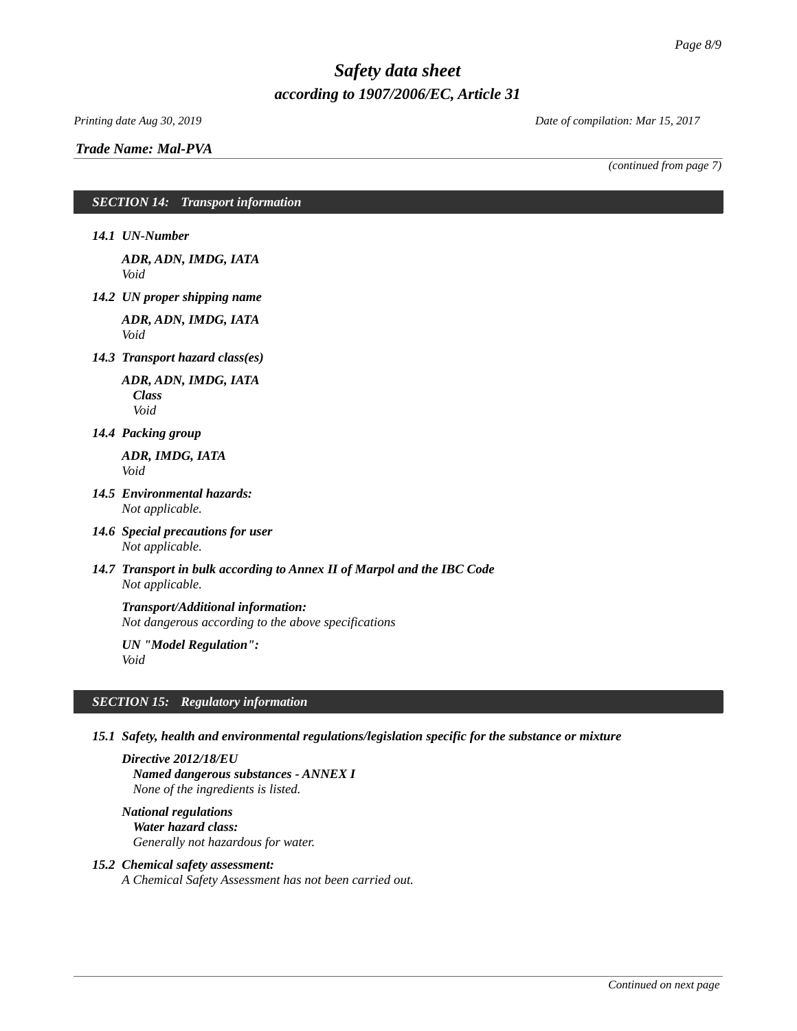*Trade Name: Mal-PVA*

*(continued from page 7)*

## *SECTION 14: Transport information*

***14.1 UN-Number***

***ADR, ADN, IMDG, IATA***
*Void*

***14.2 UN proper shipping name***

***ADR, ADN, IMDG, IATA***
*Void*

***14.3 Transport hazard class(es)***

***ADR, ADN, IMDG, IATA***
***Class***
*Void*

***14.4 Packing group***

***ADR, IMDG, IATA***
*Void*

***14.5 Environmental hazards:***
*Not applicable.*

***14.6 Special precautions for user***
*Not applicable.*

***14.7 Transport in bulk according to Annex II of Marpol and the IBC Code***
*Not applicable.*

***Transport/Additional information:***
*Not dangerous according to the above specifications*

***UN "Model Regulation":***
*Void*

## *SECTION 15: Regulatory information*

***15.1 Safety, health and environmental regulations/legislation specific for the substance or mixture***

***Directive 2012/18/EU***
***Named dangerous substances - ANNEX I***
*None of the ingredients is listed.*

***National regulations***
***Water hazard class:***
*Generally not hazardous for water.*

***15.2 Chemical safety assessment:***
*A Chemical Safety Assessment has not been carried out.*

*Continued on next page*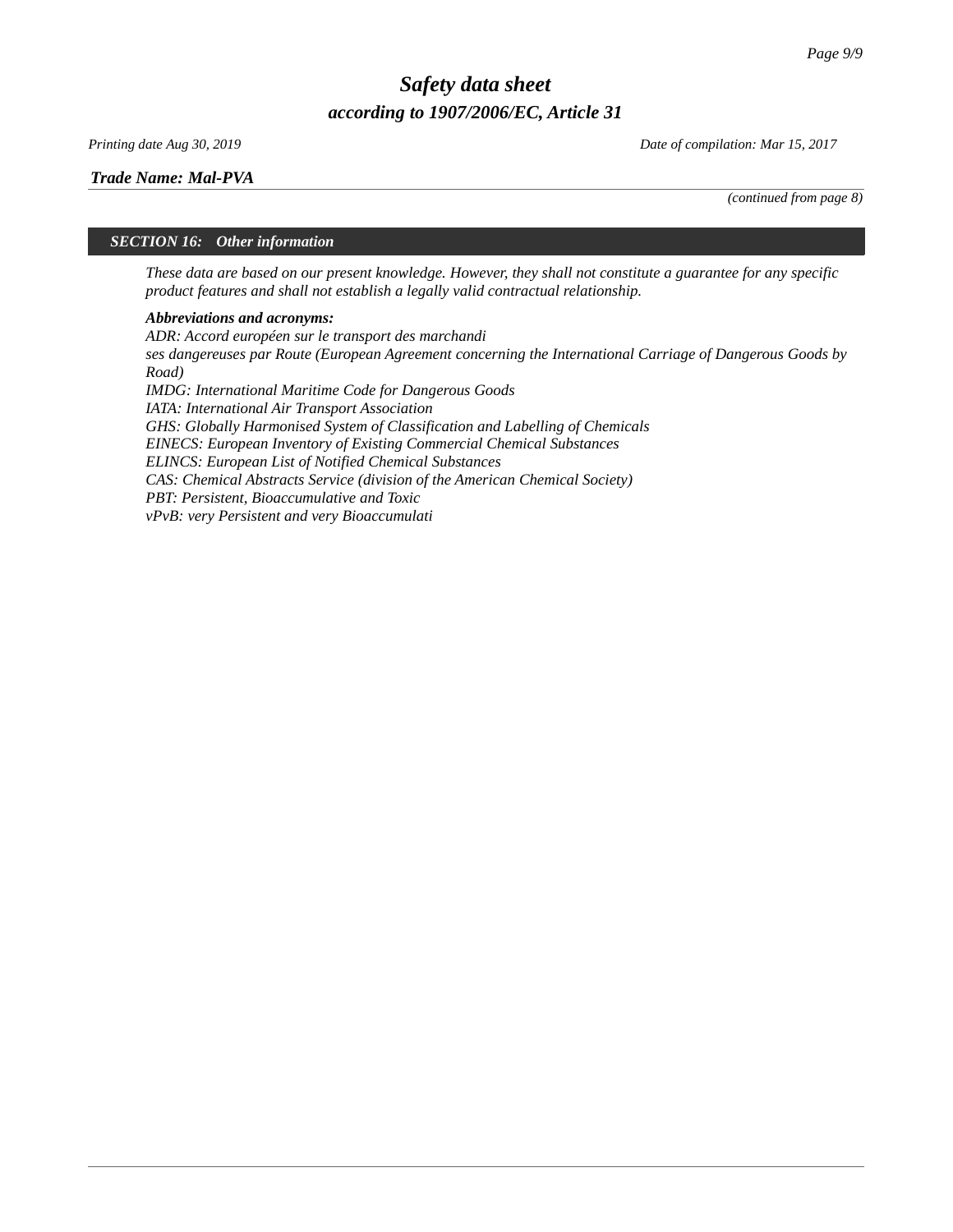*Safety data sheet*
*according to 1907/2006/EC, Article 31*

*Printing date Aug 30, 2019* *Date of compilation: Mar 15, 2017*

***Trade Name: Mal-PVA***

*(continued from page 8)*

## *SECTION 16: Other information*

*These data are based on our present knowledge. However, they shall not constitute a guarantee for any specific product features and shall not establish a legally valid contractual relationship.*

***Abbreviations and acronyms:***
*ADR: Accord européen sur le transport des marchandi*
*ses dangereuses par Route (European Agreement concerning the International Carriage of Dangerous Goods by Road)*
*IMDG: International Maritime Code for Dangerous Goods*
*IATA: International Air Transport Association*
*GHS: Globally Harmonised System of Classification and Labelling of Chemicals*
*EINECS: European Inventory of Existing Commercial Chemical Substances*
*ELINCS: European List of Notified Chemical Substances*
*CAS: Chemical Abstracts Service (division of the American Chemical Society)*
*PBT: Persistent, Bioaccumulative and Toxic*
*vPvB: very Persistent and very Bioaccumulati*